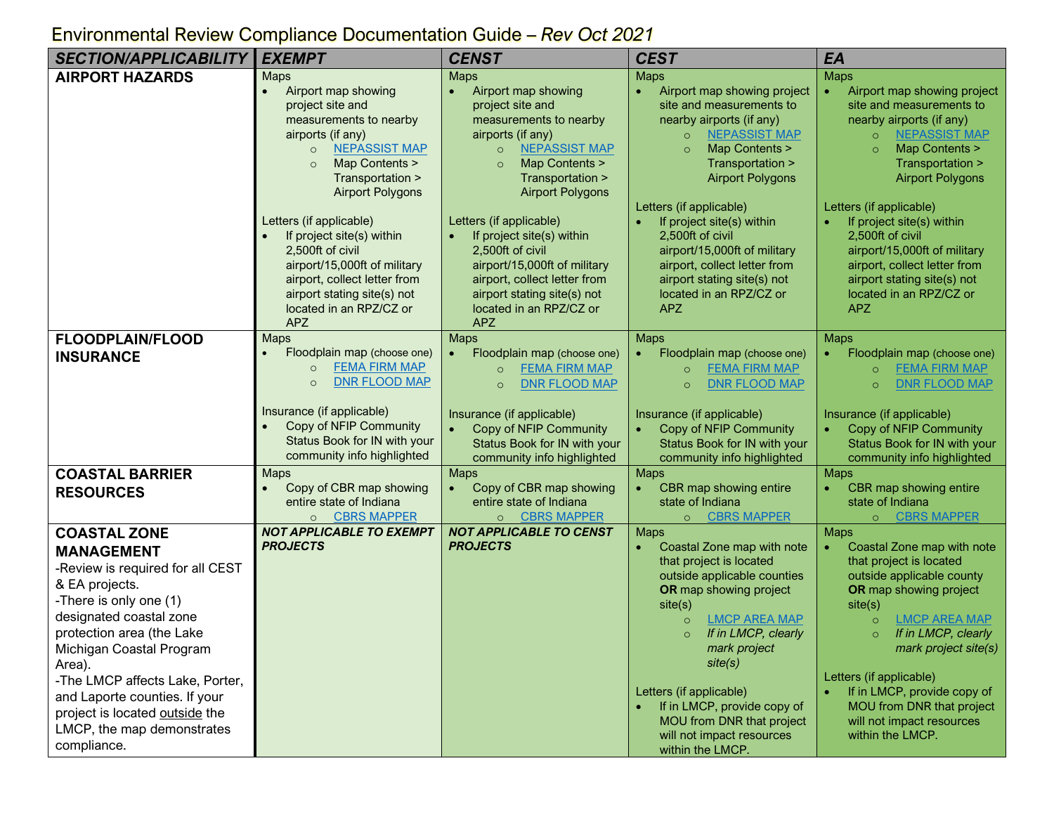# Environmental Review Compliance Documentation Guide – *Rev Oct 2021*

| *SECTION/APPLICABILITY* | *EXEMPT* | *CENST* | *CEST* | *EA* |
|---|---|---|---|---|
| **AIRPORT HAZARDS** | Maps<br>• Airport map showing project site and measurements to nearby airports (if any)<br>  ○ NEPASSIST MAP<br>  ○ Map Contents > Transportation > Airport Polygons<br><br>Letters (if applicable)<br>• If project site(s) within 2,500ft of civil airport/15,000ft of military airport, collect letter from airport stating site(s) not located in an RPZ/CZ or APZ | Maps<br>• Airport map showing project site and measurements to nearby airports (if any)<br>  ○ NEPASSIST MAP<br>  ○ Map Contents > Transportation > Airport Polygons<br><br>Letters (if applicable)<br>• If project site(s) within 2,500ft of civil airport/15,000ft of military airport, collect letter from airport stating site(s) not located in an RPZ/CZ or APZ | Maps<br>• Airport map showing project site and measurements to nearby airports (if any)<br>  ○ NEPASSIST MAP<br>  ○ Map Contents > Transportation > Airport Polygons<br><br>Letters (if applicable)<br>• If project site(s) within 2,500ft of civil airport/15,000ft of military airport, collect letter from airport stating site(s) not located in an RPZ/CZ or APZ | Maps<br>• Airport map showing project site and measurements to nearby airports (if any)<br>  ○ NEPASSIST MAP<br>  ○ Map Contents > Transportation > Airport Polygons<br><br>Letters (if applicable)<br>• If project site(s) within 2,500ft of civil airport/15,000ft of military airport, collect letter from airport stating site(s) not located in an RPZ/CZ or APZ |
| **FLOODPLAIN/FLOOD INSURANCE** | Maps<br>• Floodplain map (choose one)<br>  ○ FEMA FIRM MAP<br>  ○ DNR FLOOD MAP<br><br>Insurance (if applicable)<br>• Copy of NFIP Community Status Book for IN with your community info highlighted | Maps<br>• Floodplain map (choose one)<br>  ○ FEMA FIRM MAP<br>  ○ DNR FLOOD MAP<br><br>Insurance (if applicable)<br>• Copy of NFIP Community Status Book for IN with your community info highlighted | Maps<br>• Floodplain map (choose one)<br>  ○ FEMA FIRM MAP<br>  ○ DNR FLOOD MAP<br><br>Insurance (if applicable)<br>• Copy of NFIP Community Status Book for IN with your community info highlighted | Maps<br>• Floodplain map (choose one)<br>  ○ FEMA FIRM MAP<br>  ○ DNR FLOOD MAP<br><br>Insurance (if applicable)<br>• Copy of NFIP Community Status Book for IN with your community info highlighted |
| **COASTAL BARRIER RESOURCES** | Maps<br>• Copy of CBR map showing entire state of Indiana<br>  ○ CBRS MAPPER | Maps<br>• Copy of CBR map showing entire state of Indiana<br>  ○ CBRS MAPPER | Maps<br>• CBR map showing entire state of Indiana<br>  ○ CBRS MAPPER | Maps<br>• CBR map showing entire state of Indiana<br>  ○ CBRS MAPPER |
| **COASTAL ZONE MANAGEMENT**<br>-Review is required for all CEST & EA projects.<br>-There is only one (1) designated coastal zone protection area (the Lake Michigan Coastal Program Area).<br>-The LMCP affects Lake, Porter, and Laporte counties. If your project is located outside the LMCP, the map demonstrates compliance. | ***NOT APPLICABLE TO EXEMPT PROJECTS*** | ***NOT APPLICABLE TO CENST PROJECTS*** | Maps<br>• Coastal Zone map with note that project is located outside applicable counties **OR** map showing project site(s)<br>  ○ LMCP AREA MAP<br>  ○ *If in LMCP, clearly mark project site(s)*<br><br>Letters (if applicable)<br>• If in LMCP, provide copy of MOU from DNR that project will not impact resources within the LMCP. | Maps<br>• Coastal Zone map with note that project is located outside applicable county **OR** map showing project site(s)<br>  ○ LMCP AREA MAP<br>  ○ *If in LMCP, clearly mark project site(s)*<br><br>Letters (if applicable)<br>• If in LMCP, provide copy of MOU from DNR that project will not impact resources within the LMCP. |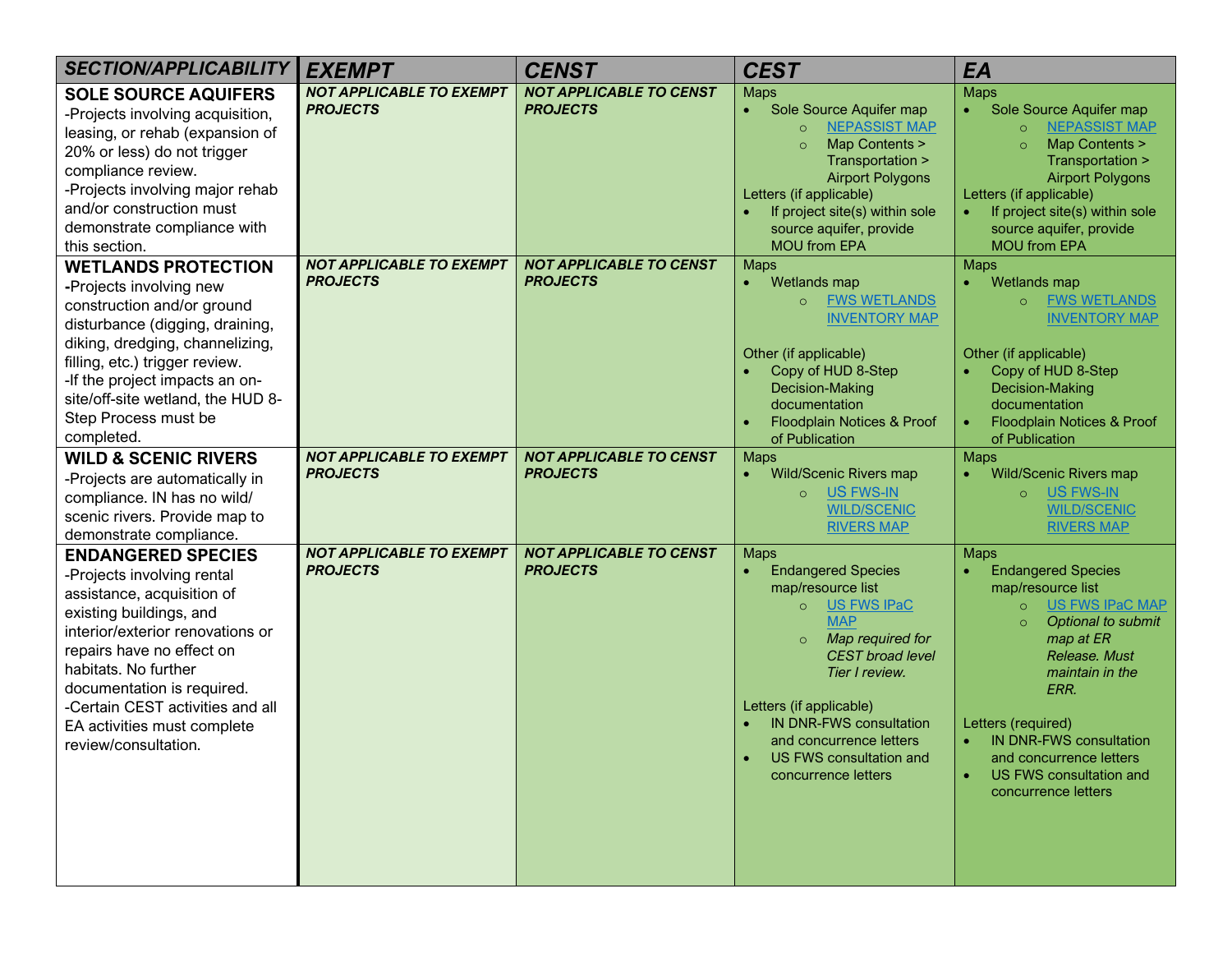| *SECTION/APPLICABILITY* | *EXEMPT* | *CENST* | *CEST* | *EA* |
|---|---|---|---|---|
| **SOLE SOURCE AQUIFERS**<br>-Projects involving acquisition, leasing, or rehab (expansion of 20% or less) do not trigger compliance review.<br>-Projects involving major rehab and/or construction must demonstrate compliance with this section. | ***NOT APPLICABLE TO EXEMPT PROJECTS*** | ***NOT APPLICABLE TO CENST PROJECTS*** | Maps<br>• Sole Source Aquifer map<br>&nbsp;&nbsp;○ NEPASSIST MAP<br>&nbsp;&nbsp;○ Map Contents > Transportation > Airport Polygons<br>Letters (if applicable)<br>• If project site(s) within sole source aquifer, provide MOU from EPA | Maps<br>• Sole Source Aquifer map<br>&nbsp;&nbsp;○ NEPASSIST MAP<br>&nbsp;&nbsp;○ Map Contents > Transportation > Airport Polygons<br>Letters (if applicable)<br>• If project site(s) within sole source aquifer, provide MOU from EPA |
| **WETLANDS PROTECTION**<br>**-**Projects involving new construction and/or ground disturbance (digging, draining, diking, dredging, channelizing, filling, etc.) trigger review.<br>-If the project impacts an on-site/off-site wetland, the HUD 8-Step Process must be completed. | ***NOT APPLICABLE TO EXEMPT PROJECTS*** | ***NOT APPLICABLE TO CENST PROJECTS*** | Maps<br>• Wetlands map<br>&nbsp;&nbsp;○ FWS WETLANDS INVENTORY MAP<br>Other (if applicable)<br>• Copy of HUD 8-Step Decision-Making documentation<br>• Floodplain Notices & Proof of Publication | Maps<br>• Wetlands map<br>&nbsp;&nbsp;○ FWS WETLANDS INVENTORY MAP<br>Other (if applicable)<br>• Copy of HUD 8-Step Decision-Making documentation<br>• Floodplain Notices & Proof of Publication |
| **WILD & SCENIC RIVERS**<br>-Projects are automatically in compliance. IN has no wild/ scenic rivers. Provide map to demonstrate compliance. | ***NOT APPLICABLE TO EXEMPT PROJECTS*** | ***NOT APPLICABLE TO CENST PROJECTS*** | Maps<br>• Wild/Scenic Rivers map<br>&nbsp;&nbsp;○ US FWS-IN WILD/SCENIC RIVERS MAP | Maps<br>• Wild/Scenic Rivers map<br>&nbsp;&nbsp;○ US FWS-IN WILD/SCENIC RIVERS MAP |
| **ENDANGERED SPECIES**<br>-Projects involving rental assistance, acquisition of existing buildings, and interior/exterior renovations or repairs have no effect on habitats. No further documentation is required.<br>-Certain CEST activities and all EA activities must complete review/consultation. | ***NOT APPLICABLE TO EXEMPT PROJECTS*** | ***NOT APPLICABLE TO CENST PROJECTS*** | Maps<br>• Endangered Species map/resource list<br>&nbsp;&nbsp;○ US FWS IPaC MAP<br>&nbsp;&nbsp;○ *Map required for CEST broad level Tier I review.*<br>Letters (if applicable)<br>• IN DNR-FWS consultation and concurrence letters<br>• US FWS consultation and concurrence letters | Maps<br>• Endangered Species map/resource list<br>&nbsp;&nbsp;○ US FWS IPaC MAP<br>&nbsp;&nbsp;○ *Optional to submit map at ER Release. Must maintain in the ERR.*<br>Letters (required)<br>• IN DNR-FWS consultation and concurrence letters<br>• US FWS consultation and concurrence letters |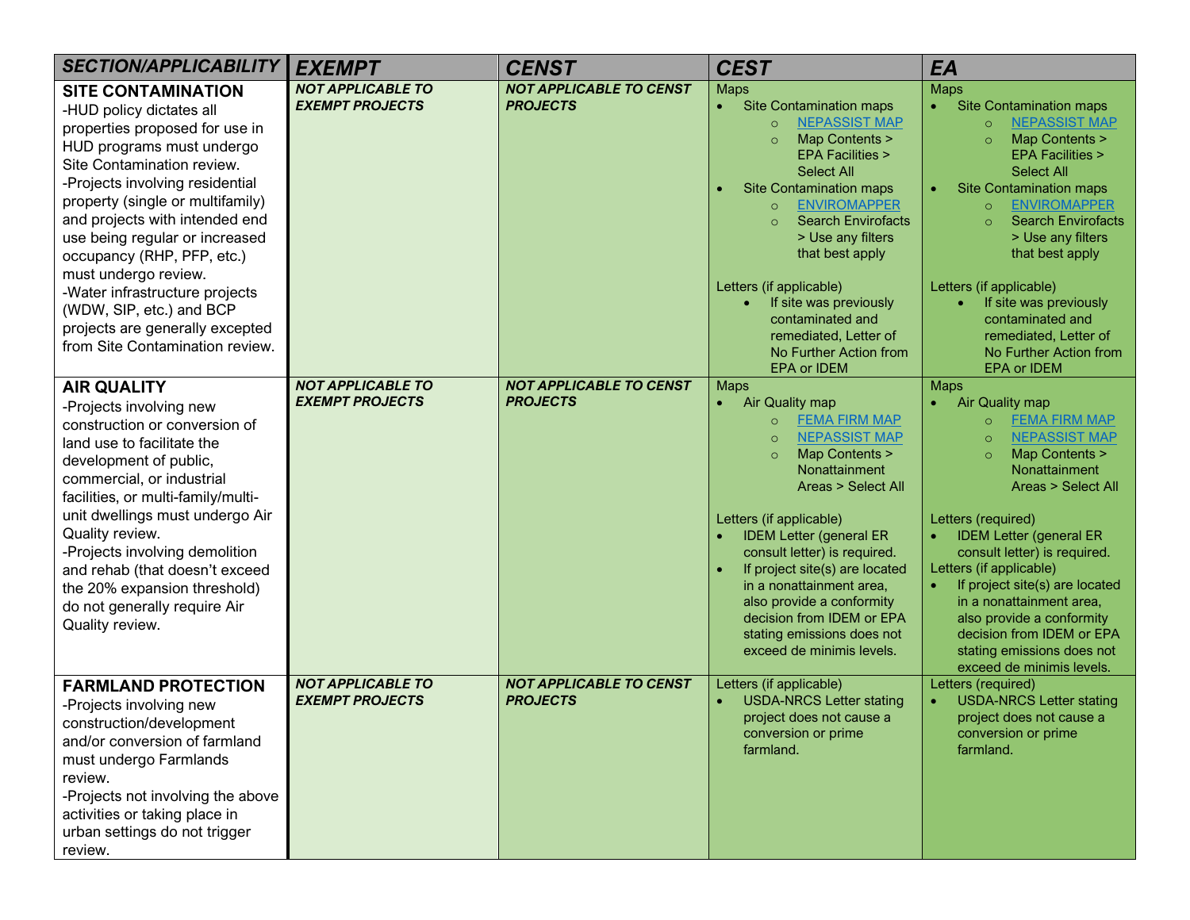| SECTION/APPLICABILITY | EXEMPT | CENST | CEST | EA |
|---|---|---|---|---|
| **SITE CONTAMINATION**<br>-HUD policy dictates all properties proposed for use in HUD programs must undergo Site Contamination review.<br>-Projects involving residential property (single or multifamily) and projects with intended end use being regular or increased occupancy (RHP, PFP, etc.) must undergo review.<br>-Water infrastructure projects (WDW, SIP, etc.) and BCP projects are generally excepted from Site Contamination review. | ***NOT APPLICABLE TO EXEMPT PROJECTS*** | ***NOT APPLICABLE TO CENST PROJECTS*** | Maps<br>• Site Contamination maps<br>  ○ NEPASSIST MAP<br>  ○ Map Contents > EPA Facilities > Select All<br>• Site Contamination maps<br>  ○ ENVIROMAPPER<br>  ○ Search Envirofacts > Use any filters that best apply<br><br>Letters (if applicable)<br>• If site was previously contaminated and remediated, Letter of No Further Action from EPA or IDEM | Maps<br>• Site Contamination maps<br>  ○ NEPASSIST MAP<br>  ○ Map Contents > EPA Facilities > Select All<br>• Site Contamination maps<br>  ○ ENVIROMAPPER<br>  ○ Search Envirofacts > Use any filters that best apply<br><br>Letters (if applicable)<br>• If site was previously contaminated and remediated, Letter of No Further Action from EPA or IDEM |
| **AIR QUALITY**<br>-Projects involving new construction or conversion of land use to facilitate the development of public, commercial, or industrial facilities, or multi-family/multi-unit dwellings must undergo Air Quality review.<br>-Projects involving demolition and rehab (that doesn't exceed the 20% expansion threshold) do not generally require Air Quality review. | ***NOT APPLICABLE TO EXEMPT PROJECTS*** | ***NOT APPLICABLE TO CENST PROJECTS*** | Maps<br>• Air Quality map<br>  ○ FEMA FIRM MAP<br>  ○ NEPASSIST MAP<br>  ○ Map Contents > Nonattainment Areas > Select All<br><br>Letters (if applicable)<br>• IDEM Letter (general ER consult letter) is required.<br>• If project site(s) are located in a nonattainment area, also provide a conformity decision from IDEM or EPA stating emissions does not exceed de minimis levels. | Maps<br>• Air Quality map<br>  ○ FEMA FIRM MAP<br>  ○ NEPASSIST MAP<br>  ○ Map Contents > Nonattainment Areas > Select All<br><br>Letters (required)<br>• IDEM Letter (general ER consult letter) is required.<br>Letters (if applicable)<br>• If project site(s) are located in a nonattainment area, also provide a conformity decision from IDEM or EPA stating emissions does not exceed de minimis levels. |
| **FARMLAND PROTECTION**<br>-Projects involving new construction/development and/or conversion of farmland must undergo Farmlands review.<br>-Projects not involving the above activities or taking place in urban settings do not trigger review. | ***NOT APPLICABLE TO EXEMPT PROJECTS*** | ***NOT APPLICABLE TO CENST PROJECTS*** | Letters (if applicable)<br>• USDA-NRCS Letter stating project does not cause a conversion or prime farmland. | Letters (required)<br>• USDA-NRCS Letter stating project does not cause a conversion or prime farmland. |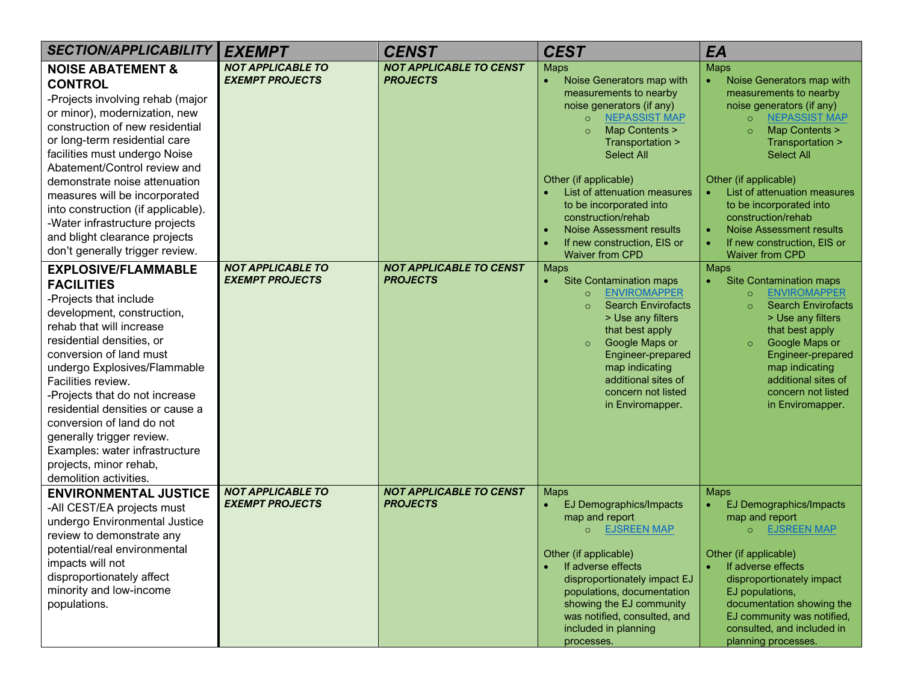| SECTION/APPLICABILITY | EXEMPT | CENST | CEST | EA |
|---|---|---|---|---|
| **NOISE ABATEMENT & CONTROL**<br>-Projects involving rehab (major or minor), modernization, new construction of new residential or long-term residential care facilities must undergo Noise Abatement/Control review and demonstrate noise attenuation measures will be incorporated into construction (if applicable).<br>-Water infrastructure projects and blight clearance projects don't generally trigger review. | ***NOT APPLICABLE TO EXEMPT PROJECTS*** | ***NOT APPLICABLE TO CENST PROJECTS*** | Maps<br>• Noise Generators map with measurements to nearby noise generators (if any)<br>  ○ NEPASSIST MAP<br>  ○ Map Contents > Transportation > Select All<br><br>Other (if applicable)<br>• List of attenuation measures to be incorporated into construction/rehab<br>• Noise Assessment results<br>• If new construction, EIS or Waiver from CPD | Maps<br>• Noise Generators map with measurements to nearby noise generators (if any)<br>  ○ NEPASSIST MAP<br>  ○ Map Contents > Transportation > Select All<br><br>Other (if applicable)<br>• List of attenuation measures to be incorporated into construction/rehab<br>• Noise Assessment results<br>• If new construction, EIS or Waiver from CPD |
| **EXPLOSIVE/FLAMMABLE FACILITIES**<br>-Projects that include development, construction, rehab that will increase residential densities, or conversion of land must undergo Explosives/Flammable Facilities review.<br>-Projects that do not increase residential densities or cause a conversion of land do not generally trigger review. Examples: water infrastructure projects, minor rehab, demolition activities. | ***NOT APPLICABLE TO EXEMPT PROJECTS*** | ***NOT APPLICABLE TO CENST PROJECTS*** | Maps<br>• Site Contamination maps<br>  ○ ENVIROMAPPER<br>  ○ Search Envirofacts > Use any filters that best apply<br>  ○ Google Maps or Engineer-prepared map indicating additional sites of concern not listed in Enviromapper. | Maps<br>• Site Contamination maps<br>  ○ ENVIROMAPPER<br>  ○ Search Envirofacts > Use any filters that best apply<br>  ○ Google Maps or Engineer-prepared map indicating additional sites of concern not listed in Enviromapper. |
| **ENVIRONMENTAL JUSTICE**<br>-All CEST/EA projects must undergo Environmental Justice review to demonstrate any potential/real environmental impacts will not disproportionately affect minority and low-income populations. | ***NOT APPLICABLE TO EXEMPT PROJECTS*** | ***NOT APPLICABLE TO CENST PROJECTS*** | Maps<br>• EJ Demographics/Impacts map and report<br>  ○ EJSREEN MAP<br><br>Other (if applicable)<br>• If adverse effects disproportionately impact EJ populations, documentation showing the EJ community was notified, consulted, and included in planning processes. | Maps<br>• EJ Demographics/Impacts map and report<br>  ○ EJSREEN MAP<br><br>Other (if applicable)<br>• If adverse effects disproportionately impact EJ populations, documentation showing the EJ community was notified, consulted, and included in planning processes. |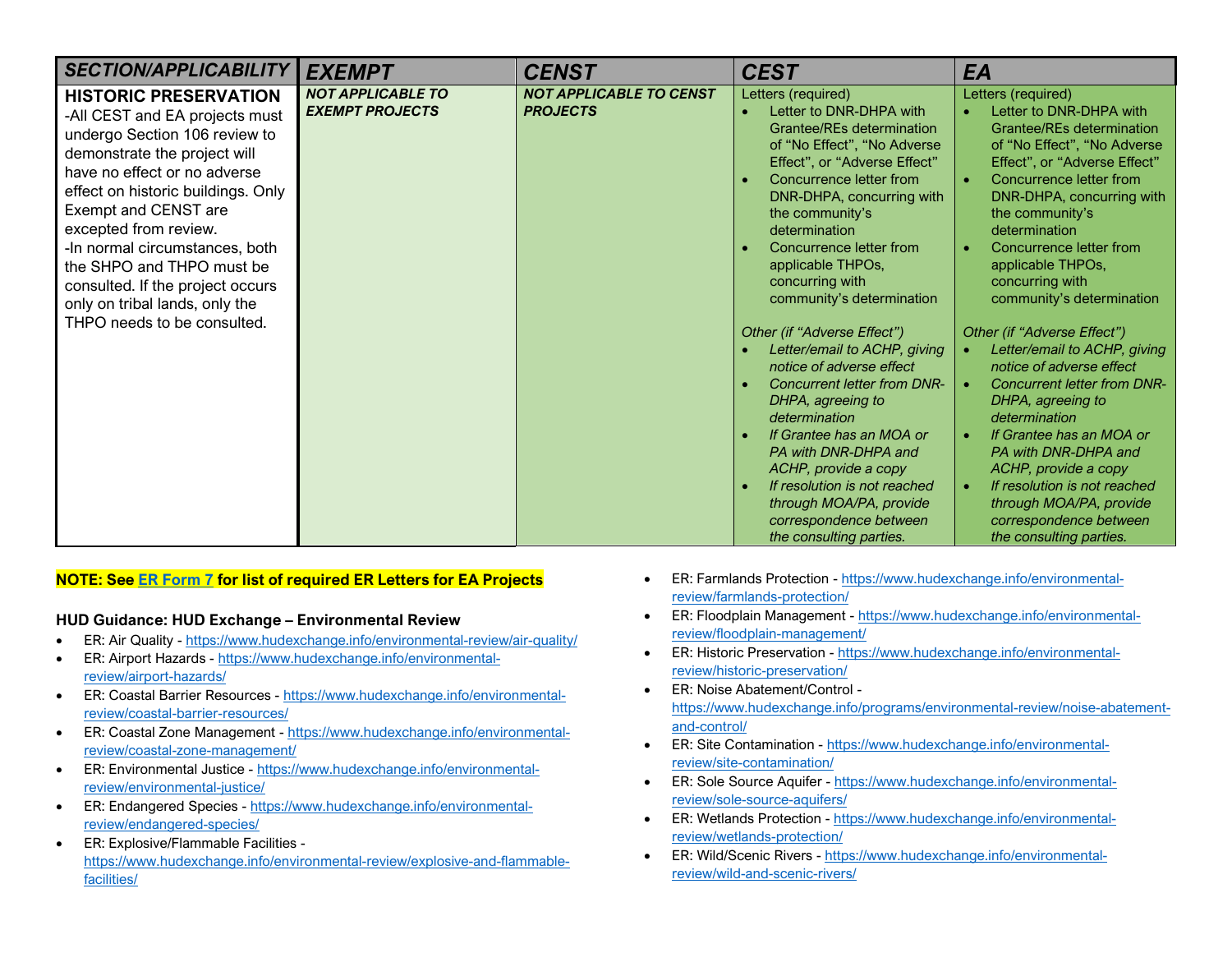| SECTION/APPLICABILITY | EXEMPT | CENST | CEST | EA |
|---|---|---|---|---|
| **HISTORIC PRESERVATION**<br>-All CEST and EA projects must undergo Section 106 review to demonstrate the project will have no effect or no adverse effect on historic buildings. Only Exempt and CENST are excepted from review.<br>-In normal circumstances, both the SHPO and THPO must be consulted. If the project occurs only on tribal lands, only the THPO needs to be consulted. | ***NOT APPLICABLE TO EXEMPT PROJECTS*** | ***NOT APPLICABLE TO CENST PROJECTS*** | Letters (required)<br>• Letter to DNR-DHPA with Grantee/REs determination of "No Effect", "No Adverse Effect", or "Adverse Effect"<br>• Concurrence letter from DNR-DHPA, concurring with the community's determination<br>• Concurrence letter from applicable THPOs, concurring with community's determination<br><br>*Other (if "Adverse Effect")*<br>• *Letter/email to ACHP, giving notice of adverse effect*<br>• *Concurrent letter from DNR-DHPA, agreeing to determination*<br>• *If Grantee has an MOA or PA with DNR-DHPA and ACHP, provide a copy*<br>• *If resolution is not reached through MOA/PA, provide correspondence between the consulting parties.* | Letters (required)<br>• Letter to DNR-DHPA with Grantee/REs determination of "No Effect", "No Adverse Effect", or "Adverse Effect"<br>• Concurrence letter from DNR-DHPA, concurring with the community's determination<br>• Concurrence letter from applicable THPOs, concurring with community's determination<br><br>*Other (if "Adverse Effect")*<br>• *Letter/email to ACHP, giving notice of adverse effect*<br>• *Concurrent letter from DNR-DHPA, agreeing to determination*<br>• *If Grantee has an MOA or PA with DNR-DHPA and ACHP, provide a copy*<br>• *If resolution is not reached through MOA/PA, provide correspondence between the consulting parties.* |

**NOTE: See ER Form 7 for list of required ER Letters for EA Projects**

**HUD Guidance: HUD Exchange – Environmental Review**

- ER: Air Quality - https://www.hudexchange.info/environmental-review/air-quality/
- ER: Airport Hazards - https://www.hudexchange.info/environmental-review/airport-hazards/
- ER: Coastal Barrier Resources - https://www.hudexchange.info/environmental-review/coastal-barrier-resources/
- ER: Coastal Zone Management - https://www.hudexchange.info/environmental-review/coastal-zone-management/
- ER: Environmental Justice - https://www.hudexchange.info/environmental-review/environmental-justice/
- ER: Endangered Species - https://www.hudexchange.info/environmental-review/endangered-species/
- ER: Explosive/Flammable Facilities - https://www.hudexchange.info/environmental-review/explosive-and-flammable-facilities/
- ER: Farmlands Protection - https://www.hudexchange.info/environmental-review/farmlands-protection/
- ER: Floodplain Management - https://www.hudexchange.info/environmental-review/floodplain-management/
- ER: Historic Preservation - https://www.hudexchange.info/environmental-review/historic-preservation/
- ER: Noise Abatement/Control - https://www.hudexchange.info/programs/environmental-review/noise-abatement-and-control/
- ER: Site Contamination - https://www.hudexchange.info/environmental-review/site-contamination/
- ER: Sole Source Aquifer - https://www.hudexchange.info/environmental-review/sole-source-aquifers/
- ER: Wetlands Protection - https://www.hudexchange.info/environmental-review/wetlands-protection/
- ER: Wild/Scenic Rivers - https://www.hudexchange.info/environmental-review/wild-and-scenic-rivers/